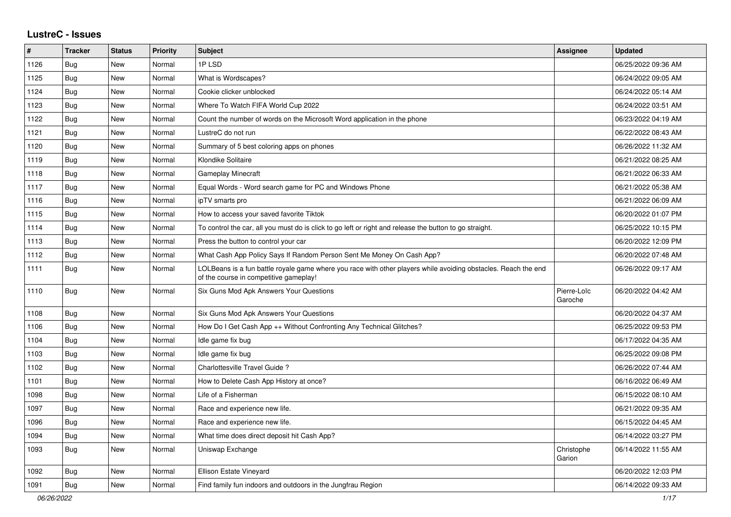## LustreC - Issues

| # | Tracker | Status | Priority | Subject | Assignee | Updated |
|---|---|---|---|---|---|---|
| 1126 | Bug | New | Normal | 1P LSD | | 06/25/2022 09:36 AM |
| 1125 | Bug | New | Normal | What is Wordscapes? | | 06/24/2022 09:05 AM |
| 1124 | Bug | New | Normal | Cookie clicker unblocked | | 06/24/2022 05:14 AM |
| 1123 | Bug | New | Normal | Where To Watch FIFA World Cup 2022 | | 06/24/2022 03:51 AM |
| 1122 | Bug | New | Normal | Count the number of words on the Microsoft Word application in the phone | | 06/23/2022 04:19 AM |
| 1121 | Bug | New | Normal | LustreC do not run | | 06/22/2022 08:43 AM |
| 1120 | Bug | New | Normal | Summary of 5 best coloring apps on phones | | 06/26/2022 11:32 AM |
| 1119 | Bug | New | Normal | Klondike Solitaire | | 06/21/2022 08:25 AM |
| 1118 | Bug | New | Normal | Gameplay Minecraft | | 06/21/2022 06:33 AM |
| 1117 | Bug | New | Normal | Equal Words - Word search game for PC and Windows Phone | | 06/21/2022 05:38 AM |
| 1116 | Bug | New | Normal | ipTV smarts pro | | 06/21/2022 06:09 AM |
| 1115 | Bug | New | Normal | How to access your saved favorite Tiktok | | 06/20/2022 01:07 PM |
| 1114 | Bug | New | Normal | To control the car, all you must do is click to go left or right and release the button to go straight. | | 06/25/2022 10:15 PM |
| 1113 | Bug | New | Normal | Press the button to control your car | | 06/20/2022 12:09 PM |
| 1112 | Bug | New | Normal | What Cash App Policy Says If Random Person Sent Me Money On Cash App? | | 06/20/2022 07:48 AM |
| 1111 | Bug | New | Normal | LOLBeans is a fun battle royale game where you race with other players while avoiding obstacles. Reach the end of the course in competitive gameplay! | | 06/26/2022 09:17 AM |
| 1110 | Bug | New | Normal | Six Guns Mod Apk Answers Your Questions | Pierre-Loïc Garoche | 06/20/2022 04:42 AM |
| 1108 | Bug | New | Normal | Six Guns Mod Apk Answers Your Questions | | 06/20/2022 04:37 AM |
| 1106 | Bug | New | Normal | How Do I Get Cash App ++ Without Confronting Any Technical Glitches? | | 06/25/2022 09:53 PM |
| 1104 | Bug | New | Normal | Idle game fix bug | | 06/17/2022 04:35 AM |
| 1103 | Bug | New | Normal | Idle game fix bug | | 06/25/2022 09:08 PM |
| 1102 | Bug | New | Normal | Charlottesville Travel Guide ? | | 06/26/2022 07:44 AM |
| 1101 | Bug | New | Normal | How to Delete Cash App History at once? | | 06/16/2022 06:49 AM |
| 1098 | Bug | New | Normal | Life of a Fisherman | | 06/15/2022 08:10 AM |
| 1097 | Bug | New | Normal | Race and experience new life. | | 06/21/2022 09:35 AM |
| 1096 | Bug | New | Normal | Race and experience new life. | | 06/15/2022 04:45 AM |
| 1094 | Bug | New | Normal | What time does direct deposit hit Cash App? | | 06/14/2022 03:27 PM |
| 1093 | Bug | New | Normal | Uniswap Exchange | Christophe Garion | 06/14/2022 11:55 AM |
| 1092 | Bug | New | Normal | Ellison Estate Vineyard | | 06/20/2022 12:03 PM |
| 1091 | Bug | New | Normal | Find family fun indoors and outdoors in the Jungfrau Region | | 06/14/2022 09:33 AM |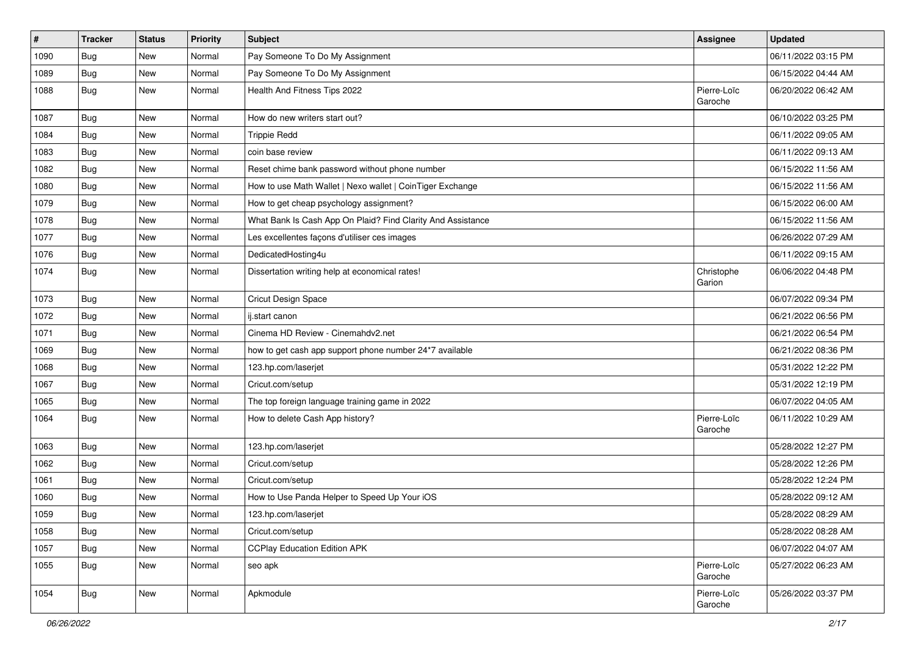| # | Tracker | Status | Priority | Subject | Assignee | Updated |
|---|---|---|---|---|---|---|
| 1090 | Bug | New | Normal | Pay Someone To Do My Assignment | | 06/11/2022 03:15 PM |
| 1089 | Bug | New | Normal | Pay Someone To Do My Assignment | | 06/15/2022 04:44 AM |
| 1088 | Bug | New | Normal | Health And Fitness Tips 2022 | Pierre-Loïc Garoche | 06/20/2022 06:42 AM |
| 1087 | Bug | New | Normal | How do new writers start out? | | 06/10/2022 03:25 PM |
| 1084 | Bug | New | Normal | Trippie Redd | | 06/11/2022 09:05 AM |
| 1083 | Bug | New | Normal | coin base review | | 06/11/2022 09:13 AM |
| 1082 | Bug | New | Normal | Reset chime bank password without phone number | | 06/15/2022 11:56 AM |
| 1080 | Bug | New | Normal | How to use Math Wallet \| Nexo wallet \| CoinTiger Exchange | | 06/15/2022 11:56 AM |
| 1079 | Bug | New | Normal | How to get cheap psychology assignment? | | 06/15/2022 06:00 AM |
| 1078 | Bug | New | Normal | What Bank Is Cash App On Plaid? Find Clarity And Assistance | | 06/15/2022 11:56 AM |
| 1077 | Bug | New | Normal | Les excellentes façons d'utiliser ces images | | 06/26/2022 07:29 AM |
| 1076 | Bug | New | Normal | DedicatedHosting4u | | 06/11/2022 09:15 AM |
| 1074 | Bug | New | Normal | Dissertation writing help at economical rates! | Christophe Garion | 06/06/2022 04:48 PM |
| 1073 | Bug | New | Normal | Cricut Design Space | | 06/07/2022 09:34 PM |
| 1072 | Bug | New | Normal | ij.start canon | | 06/21/2022 06:56 PM |
| 1071 | Bug | New | Normal | Cinema HD Review - Cinemahdv2.net | | 06/21/2022 06:54 PM |
| 1069 | Bug | New | Normal | how to get cash app support phone number 24*7 available | | 06/21/2022 08:36 PM |
| 1068 | Bug | New | Normal | 123.hp.com/laserjet | | 05/31/2022 12:22 PM |
| 1067 | Bug | New | Normal | Cricut.com/setup | | 05/31/2022 12:19 PM |
| 1065 | Bug | New | Normal | The top foreign language training game in 2022 | | 06/07/2022 04:05 AM |
| 1064 | Bug | New | Normal | How to delete Cash App history? | Pierre-Loïc Garoche | 06/11/2022 10:29 AM |
| 1063 | Bug | New | Normal | 123.hp.com/laserjet | | 05/28/2022 12:27 PM |
| 1062 | Bug | New | Normal | Cricut.com/setup | | 05/28/2022 12:26 PM |
| 1061 | Bug | New | Normal | Cricut.com/setup | | 05/28/2022 12:24 PM |
| 1060 | Bug | New | Normal | How to Use Panda Helper to Speed Up Your iOS | | 05/28/2022 09:12 AM |
| 1059 | Bug | New | Normal | 123.hp.com/laserjet | | 05/28/2022 08:29 AM |
| 1058 | Bug | New | Normal | Cricut.com/setup | | 05/28/2022 08:28 AM |
| 1057 | Bug | New | Normal | CCPlay Education Edition APK | | 06/07/2022 04:07 AM |
| 1055 | Bug | New | Normal | seo apk | Pierre-Loïc Garoche | 05/27/2022 06:23 AM |
| 1054 | Bug | New | Normal | Apkmodule | Pierre-Loïc Garoche | 05/26/2022 03:37 PM |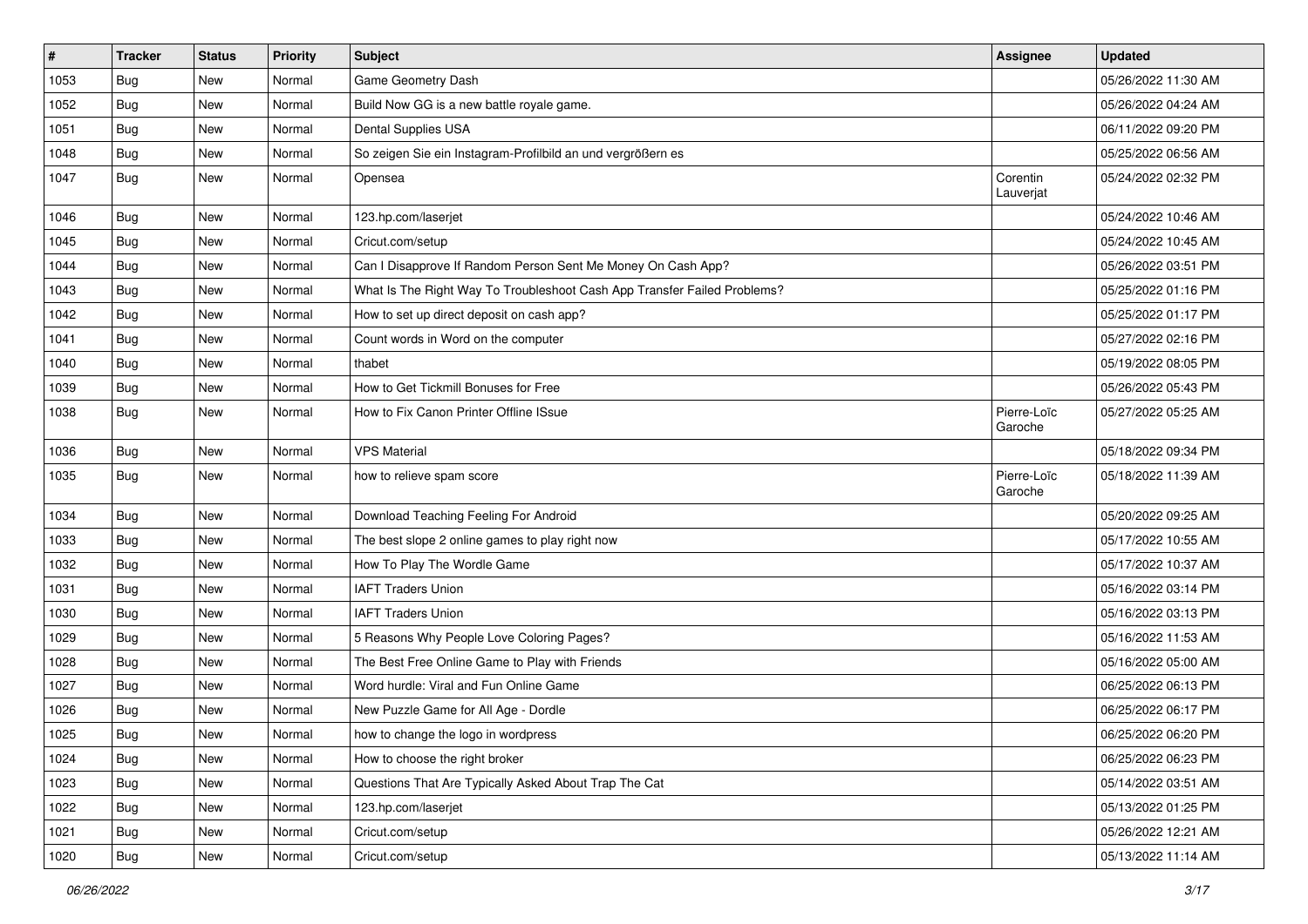| # | Tracker | Status | Priority | Subject | Assignee | Updated |
|---|---|---|---|---|---|---|
| 1053 | Bug | New | Normal | Game Geometry Dash | | 05/26/2022 11:30 AM |
| 1052 | Bug | New | Normal | Build Now GG is a new battle royale game. | | 05/26/2022 04:24 AM |
| 1051 | Bug | New | Normal | Dental Supplies USA | | 06/11/2022 09:20 PM |
| 1048 | Bug | New | Normal | So zeigen Sie ein Instagram-Profilbild an und vergrößern es | | 05/25/2022 06:56 AM |
| 1047 | Bug | New | Normal | Opensea | Corentin Lauverjat | 05/24/2022 02:32 PM |
| 1046 | Bug | New | Normal | 123.hp.com/laserjet | | 05/24/2022 10:46 AM |
| 1045 | Bug | New | Normal | Cricut.com/setup | | 05/24/2022 10:45 AM |
| 1044 | Bug | New | Normal | Can I Disapprove If Random Person Sent Me Money On Cash App? | | 05/26/2022 03:51 PM |
| 1043 | Bug | New | Normal | What Is The Right Way To Troubleshoot Cash App Transfer Failed Problems? | | 05/25/2022 01:16 PM |
| 1042 | Bug | New | Normal | How to set up direct deposit on cash app? | | 05/25/2022 01:17 PM |
| 1041 | Bug | New | Normal | Count words in Word on the computer | | 05/27/2022 02:16 PM |
| 1040 | Bug | New | Normal | thabet | | 05/19/2022 08:05 PM |
| 1039 | Bug | New | Normal | How to Get Tickmill Bonuses for Free | | 05/26/2022 05:43 PM |
| 1038 | Bug | New | Normal | How to Fix Canon Printer Offline ISsue | Pierre-Loïc Garoche | 05/27/2022 05:25 AM |
| 1036 | Bug | New | Normal | VPS Material | | 05/18/2022 09:34 PM |
| 1035 | Bug | New | Normal | how to relieve spam score | Pierre-Loïc Garoche | 05/18/2022 11:39 AM |
| 1034 | Bug | New | Normal | Download Teaching Feeling For Android | | 05/20/2022 09:25 AM |
| 1033 | Bug | New | Normal | The best slope 2 online games to play right now | | 05/17/2022 10:55 AM |
| 1032 | Bug | New | Normal | How To Play The Wordle Game | | 05/17/2022 10:37 AM |
| 1031 | Bug | New | Normal | IAFT Traders Union | | 05/16/2022 03:14 PM |
| 1030 | Bug | New | Normal | IAFT Traders Union | | 05/16/2022 03:13 PM |
| 1029 | Bug | New | Normal | 5 Reasons Why People Love Coloring Pages? | | 05/16/2022 11:53 AM |
| 1028 | Bug | New | Normal | The Best Free Online Game to Play with Friends | | 05/16/2022 05:00 AM |
| 1027 | Bug | New | Normal | Word hurdle: Viral and Fun Online Game | | 06/25/2022 06:13 PM |
| 1026 | Bug | New | Normal | New Puzzle Game for All Age - Dordle | | 06/25/2022 06:17 PM |
| 1025 | Bug | New | Normal | how to change the logo in wordpress | | 06/25/2022 06:20 PM |
| 1024 | Bug | New | Normal | How to choose the right broker | | 06/25/2022 06:23 PM |
| 1023 | Bug | New | Normal | Questions That Are Typically Asked About Trap The Cat | | 05/14/2022 03:51 AM |
| 1022 | Bug | New | Normal | 123.hp.com/laserjet | | 05/13/2022 01:25 PM |
| 1021 | Bug | New | Normal | Cricut.com/setup | | 05/26/2022 12:21 AM |
| 1020 | Bug | New | Normal | Cricut.com/setup | | 05/13/2022 11:14 AM |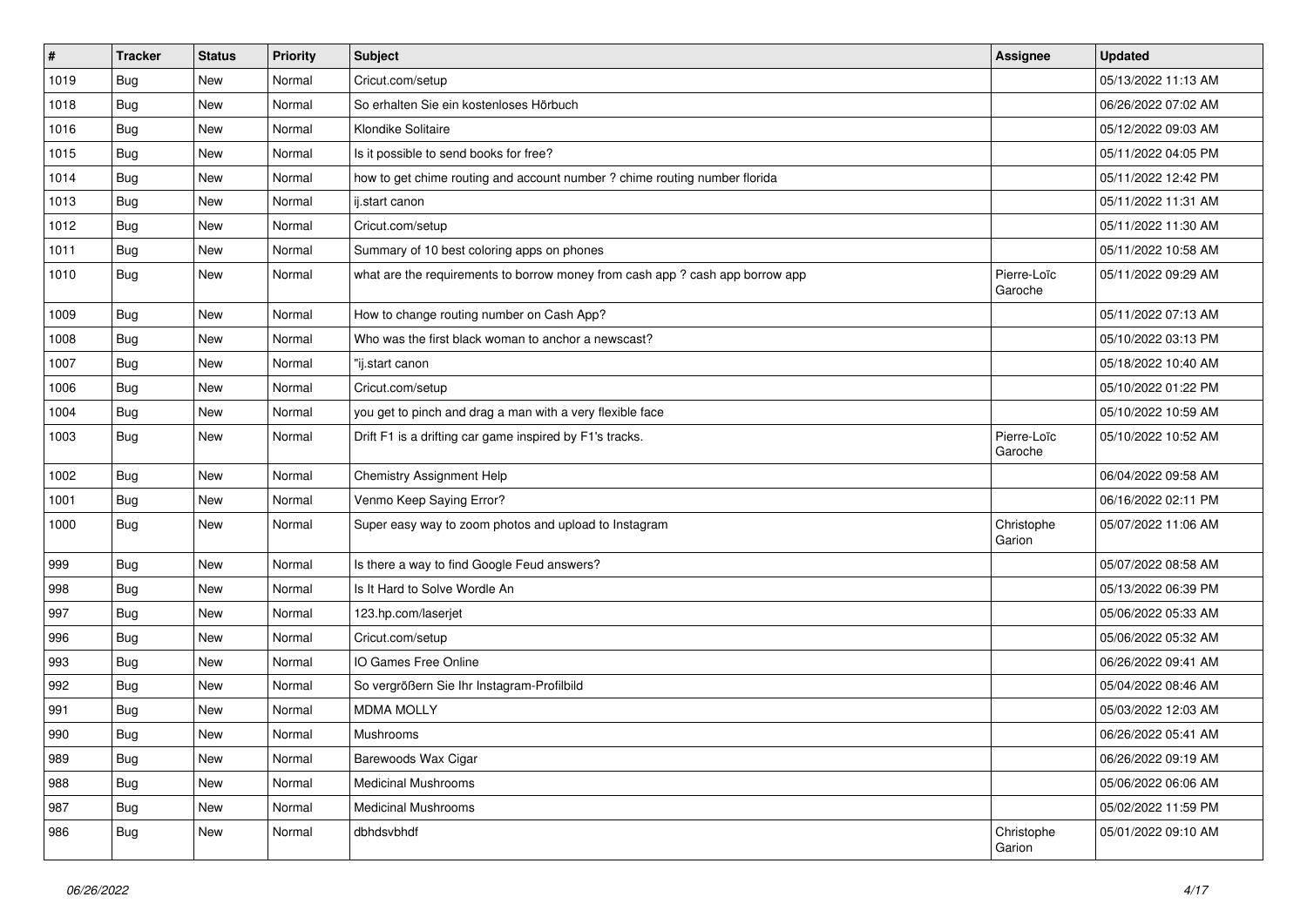| # | Tracker | Status | Priority | Subject | Assignee | Updated |
|---|---|---|---|---|---|---|
| 1019 | Bug | New | Normal | Cricut.com/setup | | 05/13/2022 11:13 AM |
| 1018 | Bug | New | Normal | So erhalten Sie ein kostenloses Hörbuch | | 06/26/2022 07:02 AM |
| 1016 | Bug | New | Normal | Klondike Solitaire | | 05/12/2022 09:03 AM |
| 1015 | Bug | New | Normal | Is it possible to send books for free? | | 05/11/2022 04:05 PM |
| 1014 | Bug | New | Normal | how to get chime routing and account number ? chime routing number florida | | 05/11/2022 12:42 PM |
| 1013 | Bug | New | Normal | ij.start canon | | 05/11/2022 11:31 AM |
| 1012 | Bug | New | Normal | Cricut.com/setup | | 05/11/2022 11:30 AM |
| 1011 | Bug | New | Normal | Summary of 10 best coloring apps on phones | | 05/11/2022 10:58 AM |
| 1010 | Bug | New | Normal | what are the requirements to borrow money from cash app ? cash app borrow app | Pierre-Loïc Garoche | 05/11/2022 09:29 AM |
| 1009 | Bug | New | Normal | How to change routing number on Cash App? | | 05/11/2022 07:13 AM |
| 1008 | Bug | New | Normal | Who was the first black woman to anchor a newscast? | | 05/10/2022 03:13 PM |
| 1007 | Bug | New | Normal | "ij.start canon | | 05/18/2022 10:40 AM |
| 1006 | Bug | New | Normal | Cricut.com/setup | | 05/10/2022 01:22 PM |
| 1004 | Bug | New | Normal | you get to pinch and drag a man with a very flexible face | | 05/10/2022 10:59 AM |
| 1003 | Bug | New | Normal | Drift F1 is a drifting car game inspired by F1's tracks. | Pierre-Loïc Garoche | 05/10/2022 10:52 AM |
| 1002 | Bug | New | Normal | Chemistry Assignment Help | | 06/04/2022 09:58 AM |
| 1001 | Bug | New | Normal | Venmo Keep Saying Error? | | 06/16/2022 02:11 PM |
| 1000 | Bug | New | Normal | Super easy way to zoom photos and upload to Instagram | Christophe Garion | 05/07/2022 11:06 AM |
| 999 | Bug | New | Normal | Is there a way to find Google Feud answers? | | 05/07/2022 08:58 AM |
| 998 | Bug | New | Normal | Is It Hard to Solve Wordle An | | 05/13/2022 06:39 PM |
| 997 | Bug | New | Normal | 123.hp.com/laserjet | | 05/06/2022 05:33 AM |
| 996 | Bug | New | Normal | Cricut.com/setup | | 05/06/2022 05:32 AM |
| 993 | Bug | New | Normal | IO Games Free Online | | 06/26/2022 09:41 AM |
| 992 | Bug | New | Normal | So vergrößern Sie Ihr Instagram-Profilbild | | 05/04/2022 08:46 AM |
| 991 | Bug | New | Normal | MDMA MOLLY | | 05/03/2022 12:03 AM |
| 990 | Bug | New | Normal | Mushrooms | | 06/26/2022 05:41 AM |
| 989 | Bug | New | Normal | Barewoods Wax Cigar | | 06/26/2022 09:19 AM |
| 988 | Bug | New | Normal | Medicinal Mushrooms | | 05/06/2022 06:06 AM |
| 987 | Bug | New | Normal | Medicinal Mushrooms | | 05/02/2022 11:59 PM |
| 986 | Bug | New | Normal | dbhdsvbhdf | Christophe Garion | 05/01/2022 09:10 AM |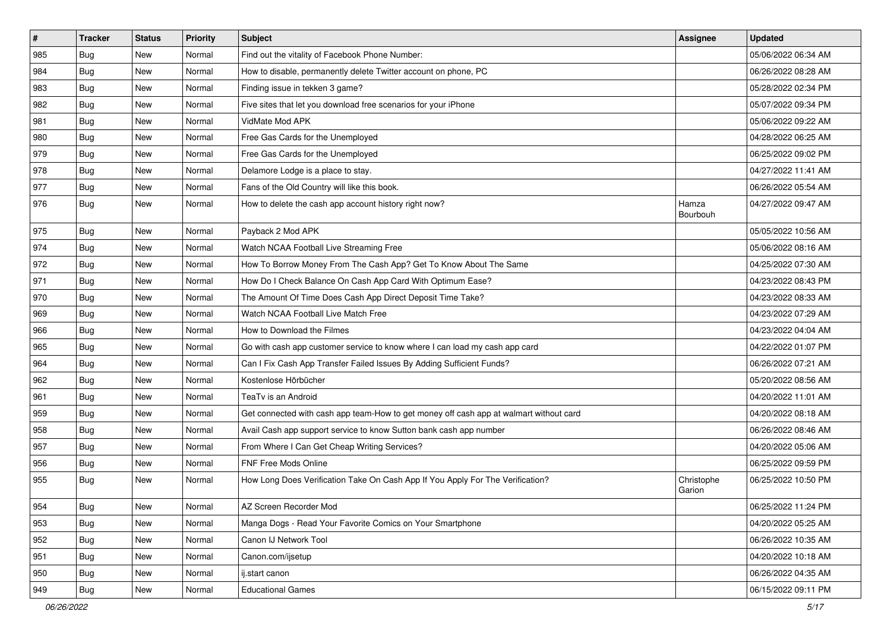| # | Tracker | Status | Priority | Subject | Assignee | Updated |
|---|---|---|---|---|---|---|
| 985 | Bug | New | Normal | Find out the vitality of Facebook Phone Number: | | 05/06/2022 06:34 AM |
| 984 | Bug | New | Normal | How to disable, permanently delete Twitter account on phone, PC | | 06/26/2022 08:28 AM |
| 983 | Bug | New | Normal | Finding issue in tekken 3 game? | | 05/28/2022 02:34 PM |
| 982 | Bug | New | Normal | Five sites that let you download free scenarios for your iPhone | | 05/07/2022 09:34 PM |
| 981 | Bug | New | Normal | VidMate Mod APK | | 05/06/2022 09:22 AM |
| 980 | Bug | New | Normal | Free Gas Cards for the Unemployed | | 04/28/2022 06:25 AM |
| 979 | Bug | New | Normal | Free Gas Cards for the Unemployed | | 06/25/2022 09:02 PM |
| 978 | Bug | New | Normal | Delamore Lodge is a place to stay. | | 04/27/2022 11:41 AM |
| 977 | Bug | New | Normal | Fans of the Old Country will like this book. | | 06/26/2022 05:54 AM |
| 976 | Bug | New | Normal | How to delete the cash app account history right now? | Hamza Bourbouh | 04/27/2022 09:47 AM |
| 975 | Bug | New | Normal | Payback 2 Mod APK | | 05/05/2022 10:56 AM |
| 974 | Bug | New | Normal | Watch NCAA Football Live Streaming Free | | 05/06/2022 08:16 AM |
| 972 | Bug | New | Normal | How To Borrow Money From The Cash App? Get To Know About The Same | | 04/25/2022 07:30 AM |
| 971 | Bug | New | Normal | How Do I Check Balance On Cash App Card With Optimum Ease? | | 04/23/2022 08:43 PM |
| 970 | Bug | New | Normal | The Amount Of Time Does Cash App Direct Deposit Time Take? | | 04/23/2022 08:33 AM |
| 969 | Bug | New | Normal | Watch NCAA Football Live Match Free | | 04/23/2022 07:29 AM |
| 966 | Bug | New | Normal | How to Download the Filmes | | 04/23/2022 04:04 AM |
| 965 | Bug | New | Normal | Go with cash app customer service to know where I can load my cash app card | | 04/22/2022 01:07 PM |
| 964 | Bug | New | Normal | Can I Fix Cash App Transfer Failed Issues By Adding Sufficient Funds? | | 06/26/2022 07:21 AM |
| 962 | Bug | New | Normal | Kostenlose Hörbücher | | 05/20/2022 08:56 AM |
| 961 | Bug | New | Normal | TeaTv is an Android | | 04/20/2022 11:01 AM |
| 959 | Bug | New | Normal | Get connected with cash app team-How to get money off cash app at walmart without card | | 04/20/2022 08:18 AM |
| 958 | Bug | New | Normal | Avail Cash app support service to know Sutton bank cash app number | | 06/26/2022 08:46 AM |
| 957 | Bug | New | Normal | From Where I Can Get Cheap Writing Services? | | 04/20/2022 05:06 AM |
| 956 | Bug | New | Normal | FNF Free Mods Online | | 06/25/2022 09:59 PM |
| 955 | Bug | New | Normal | How Long Does Verification Take On Cash App If You Apply For The Verification? | Christophe Garion | 06/25/2022 10:50 PM |
| 954 | Bug | New | Normal | AZ Screen Recorder Mod | | 06/25/2022 11:24 PM |
| 953 | Bug | New | Normal | Manga Dogs - Read Your Favorite Comics on Your Smartphone | | 04/20/2022 05:25 AM |
| 952 | Bug | New | Normal | Canon IJ Network Tool | | 06/26/2022 10:35 AM |
| 951 | Bug | New | Normal | Canon.com/ijsetup | | 04/20/2022 10:18 AM |
| 950 | Bug | New | Normal | ij.start canon | | 06/26/2022 04:35 AM |
| 949 | Bug | New | Normal | Educational Games | | 06/15/2022 09:11 PM |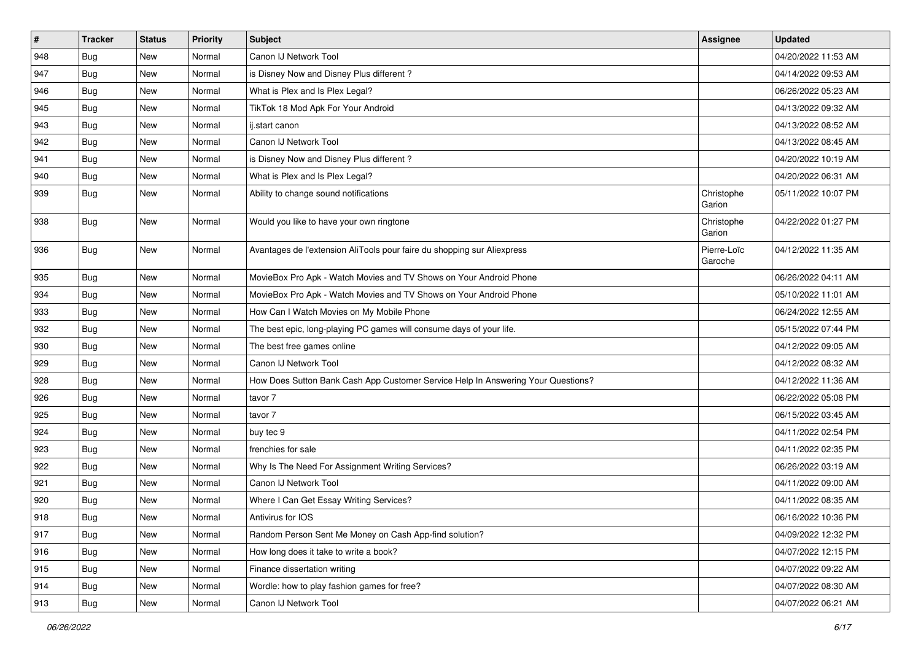| # | Tracker | Status | Priority | Subject | Assignee | Updated |
|---|---|---|---|---|---|---|
| 948 | Bug | New | Normal | Canon IJ Network Tool | | 04/20/2022 11:53 AM |
| 947 | Bug | New | Normal | is Disney Now and Disney Plus different ? | | 04/14/2022 09:53 AM |
| 946 | Bug | New | Normal | What is Plex and Is Plex Legal? | | 06/26/2022 05:23 AM |
| 945 | Bug | New | Normal | TikTok 18 Mod Apk For Your Android | | 04/13/2022 09:32 AM |
| 943 | Bug | New | Normal | ij.start canon | | 04/13/2022 08:52 AM |
| 942 | Bug | New | Normal | Canon IJ Network Tool | | 04/13/2022 08:45 AM |
| 941 | Bug | New | Normal | is Disney Now and Disney Plus different ? | | 04/20/2022 10:19 AM |
| 940 | Bug | New | Normal | What is Plex and Is Plex Legal? | | 04/20/2022 06:31 AM |
| 939 | Bug | New | Normal | Ability to change sound notifications | Christophe Garion | 05/11/2022 10:07 PM |
| 938 | Bug | New | Normal | Would you like to have your own ringtone | Christophe Garion | 04/22/2022 01:27 PM |
| 936 | Bug | New | Normal | Avantages de l'extension AliTools pour faire du shopping sur Aliexpress | Pierre-Loïc Garoche | 04/12/2022 11:35 AM |
| 935 | Bug | New | Normal | MovieBox Pro Apk - Watch Movies and TV Shows on Your Android Phone | | 06/26/2022 04:11 AM |
| 934 | Bug | New | Normal | MovieBox Pro Apk - Watch Movies and TV Shows on Your Android Phone | | 05/10/2022 11:01 AM |
| 933 | Bug | New | Normal | How Can I Watch Movies on My Mobile Phone | | 06/24/2022 12:55 AM |
| 932 | Bug | New | Normal | The best epic, long-playing PC games will consume days of your life. | | 05/15/2022 07:44 PM |
| 930 | Bug | New | Normal | The best free games online | | 04/12/2022 09:05 AM |
| 929 | Bug | New | Normal | Canon IJ Network Tool | | 04/12/2022 08:32 AM |
| 928 | Bug | New | Normal | How Does Sutton Bank Cash App Customer Service Help In Answering Your Questions? | | 04/12/2022 11:36 AM |
| 926 | Bug | New | Normal | tavor 7 | | 06/22/2022 05:08 PM |
| 925 | Bug | New | Normal | tavor 7 | | 06/15/2022 03:45 AM |
| 924 | Bug | New | Normal | buy tec 9 | | 04/11/2022 02:54 PM |
| 923 | Bug | New | Normal | frenchies for sale | | 04/11/2022 02:35 PM |
| 922 | Bug | New | Normal | Why Is The Need For Assignment Writing Services? | | 06/26/2022 03:19 AM |
| 921 | Bug | New | Normal | Canon IJ Network Tool | | 04/11/2022 09:00 AM |
| 920 | Bug | New | Normal | Where I Can Get Essay Writing Services? | | 04/11/2022 08:35 AM |
| 918 | Bug | New | Normal | Antivirus for IOS | | 06/16/2022 10:36 PM |
| 917 | Bug | New | Normal | Random Person Sent Me Money on Cash App-find solution? | | 04/09/2022 12:32 PM |
| 916 | Bug | New | Normal | How long does it take to write a book? | | 04/07/2022 12:15 PM |
| 915 | Bug | New | Normal | Finance dissertation writing | | 04/07/2022 09:22 AM |
| 914 | Bug | New | Normal | Wordle: how to play fashion games for free? | | 04/07/2022 08:30 AM |
| 913 | Bug | New | Normal | Canon IJ Network Tool | | 04/07/2022 06:21 AM |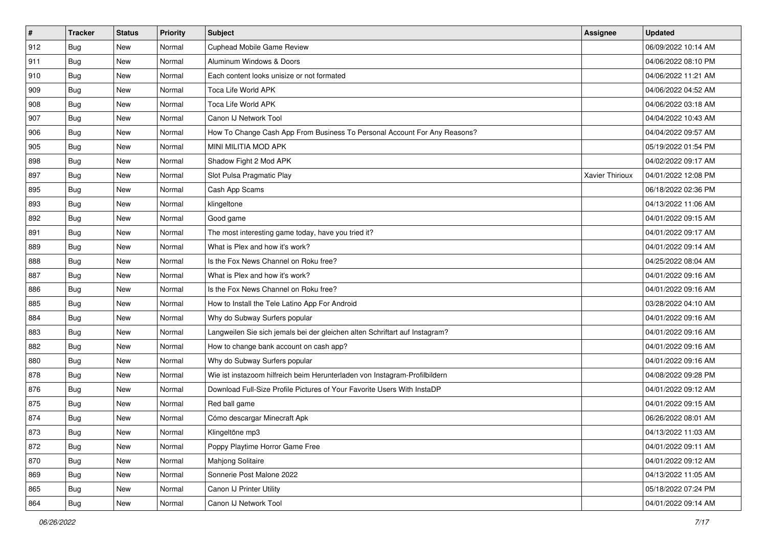| # | Tracker | Status | Priority | Subject | Assignee | Updated |
|---|---|---|---|---|---|---|
| 912 | Bug | New | Normal | Cuphead Mobile Game Review | | 06/09/2022 10:14 AM |
| 911 | Bug | New | Normal | Aluminum Windows & Doors | | 04/06/2022 08:10 PM |
| 910 | Bug | New | Normal | Each content looks unisize or not formated | | 04/06/2022 11:21 AM |
| 909 | Bug | New | Normal | Toca Life World APK | | 04/06/2022 04:52 AM |
| 908 | Bug | New | Normal | Toca Life World APK | | 04/06/2022 03:18 AM |
| 907 | Bug | New | Normal | Canon IJ Network Tool | | 04/04/2022 10:43 AM |
| 906 | Bug | New | Normal | How To Change Cash App From Business To Personal Account For Any Reasons? | | 04/04/2022 09:57 AM |
| 905 | Bug | New | Normal | MINI MILITIA MOD APK | | 05/19/2022 01:54 PM |
| 898 | Bug | New | Normal | Shadow Fight 2 Mod APK | | 04/02/2022 09:17 AM |
| 897 | Bug | New | Normal | Slot Pulsa Pragmatic Play | Xavier Thirioux | 04/01/2022 12:08 PM |
| 895 | Bug | New | Normal | Cash App Scams | | 06/18/2022 02:36 PM |
| 893 | Bug | New | Normal | klingeltone | | 04/13/2022 11:06 AM |
| 892 | Bug | New | Normal | Good game | | 04/01/2022 09:15 AM |
| 891 | Bug | New | Normal | The most interesting game today, have you tried it? | | 04/01/2022 09:17 AM |
| 889 | Bug | New | Normal | What is Plex and how it's work? | | 04/01/2022 09:14 AM |
| 888 | Bug | New | Normal | Is the Fox News Channel on Roku free? | | 04/25/2022 08:04 AM |
| 887 | Bug | New | Normal | What is Plex and how it's work? | | 04/01/2022 09:16 AM |
| 886 | Bug | New | Normal | Is the Fox News Channel on Roku free? | | 04/01/2022 09:16 AM |
| 885 | Bug | New | Normal | How to Install the Tele Latino App For Android | | 03/28/2022 04:10 AM |
| 884 | Bug | New | Normal | Why do Subway Surfers popular | | 04/01/2022 09:16 AM |
| 883 | Bug | New | Normal | Langweilen Sie sich jemals bei der gleichen alten Schriftart auf Instagram? | | 04/01/2022 09:16 AM |
| 882 | Bug | New | Normal | How to change bank account on cash app? | | 04/01/2022 09:16 AM |
| 880 | Bug | New | Normal | Why do Subway Surfers popular | | 04/01/2022 09:16 AM |
| 878 | Bug | New | Normal | Wie ist instazoom hilfreich beim Herunterladen von Instagram-Profilbildern | | 04/08/2022 09:28 PM |
| 876 | Bug | New | Normal | Download Full-Size Profile Pictures of Your Favorite Users With InstaDP | | 04/01/2022 09:12 AM |
| 875 | Bug | New | Normal | Red ball game | | 04/01/2022 09:15 AM |
| 874 | Bug | New | Normal | Cómo descargar Minecraft Apk | | 06/26/2022 08:01 AM |
| 873 | Bug | New | Normal | Klingeltöne mp3 | | 04/13/2022 11:03 AM |
| 872 | Bug | New | Normal | Poppy Playtime Horror Game Free | | 04/01/2022 09:11 AM |
| 870 | Bug | New | Normal | Mahjong Solitaire | | 04/01/2022 09:12 AM |
| 869 | Bug | New | Normal | Sonnerie Post Malone 2022 | | 04/13/2022 11:05 AM |
| 865 | Bug | New | Normal | Canon IJ Printer Utility | | 05/18/2022 07:24 PM |
| 864 | Bug | New | Normal | Canon IJ Network Tool | | 04/01/2022 09:14 AM |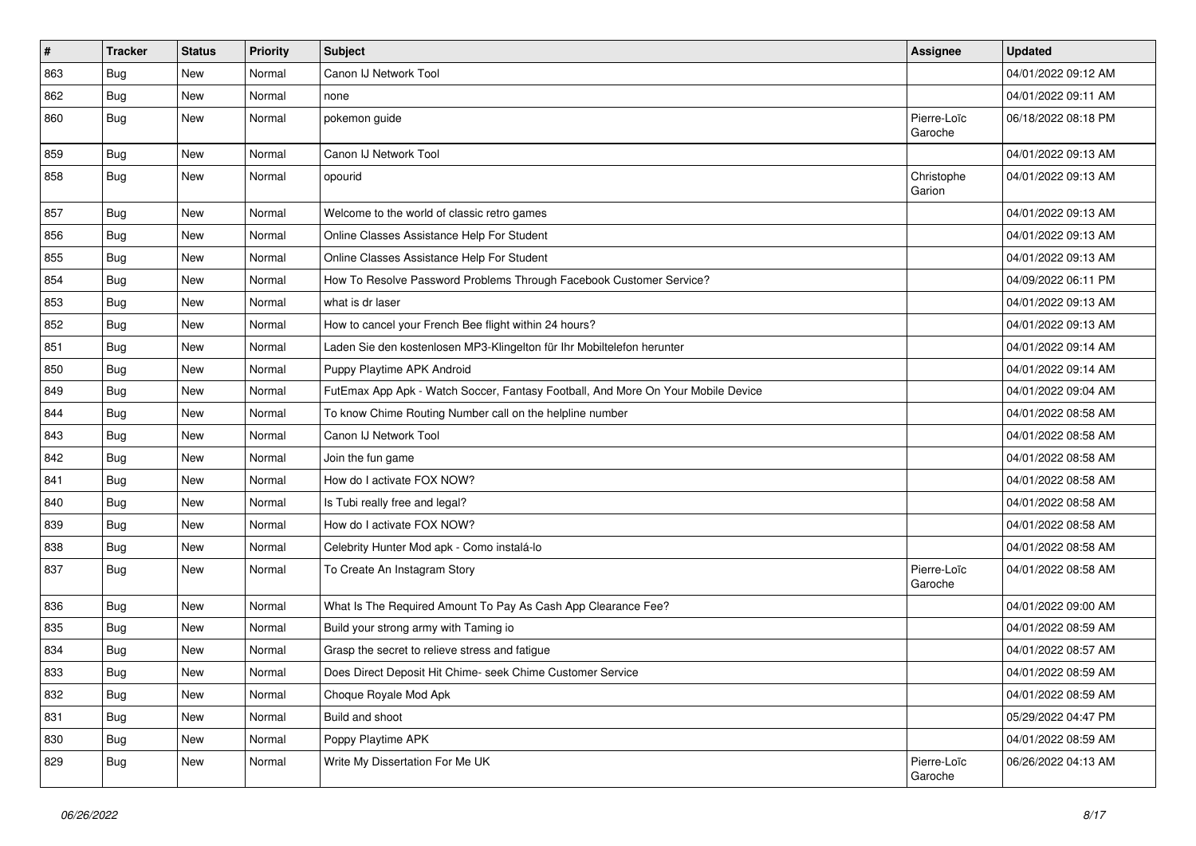| # | Tracker | Status | Priority | Subject | Assignee | Updated |
|---|---|---|---|---|---|---|
| 863 | Bug | New | Normal | Canon IJ Network Tool | | 04/01/2022 09:12 AM |
| 862 | Bug | New | Normal | none | | 04/01/2022 09:11 AM |
| 860 | Bug | New | Normal | pokemon guide | Pierre-Loïc Garoche | 06/18/2022 08:18 PM |
| 859 | Bug | New | Normal | Canon IJ Network Tool | | 04/01/2022 09:13 AM |
| 858 | Bug | New | Normal | opourid | Christophe Garion | 04/01/2022 09:13 AM |
| 857 | Bug | New | Normal | Welcome to the world of classic retro games | | 04/01/2022 09:13 AM |
| 856 | Bug | New | Normal | Online Classes Assistance Help For Student | | 04/01/2022 09:13 AM |
| 855 | Bug | New | Normal | Online Classes Assistance Help For Student | | 04/01/2022 09:13 AM |
| 854 | Bug | New | Normal | How To Resolve Password Problems Through Facebook Customer Service? | | 04/09/2022 06:11 PM |
| 853 | Bug | New | Normal | what is dr laser | | 04/01/2022 09:13 AM |
| 852 | Bug | New | Normal | How to cancel your French Bee flight within 24 hours? | | 04/01/2022 09:13 AM |
| 851 | Bug | New | Normal | Laden Sie den kostenlosen MP3-Klingelton für Ihr Mobiltelefon herunter | | 04/01/2022 09:14 AM |
| 850 | Bug | New | Normal | Puppy Playtime APK Android | | 04/01/2022 09:14 AM |
| 849 | Bug | New | Normal | FutEmax App Apk - Watch Soccer, Fantasy Football, And More On Your Mobile Device | | 04/01/2022 09:04 AM |
| 844 | Bug | New | Normal | To know Chime Routing Number call on the helpline number | | 04/01/2022 08:58 AM |
| 843 | Bug | New | Normal | Canon IJ Network Tool | | 04/01/2022 08:58 AM |
| 842 | Bug | New | Normal | Join the fun game | | 04/01/2022 08:58 AM |
| 841 | Bug | New | Normal | How do I activate FOX NOW? | | 04/01/2022 08:58 AM |
| 840 | Bug | New | Normal | Is Tubi really free and legal? | | 04/01/2022 08:58 AM |
| 839 | Bug | New | Normal | How do I activate FOX NOW? | | 04/01/2022 08:58 AM |
| 838 | Bug | New | Normal | Celebrity Hunter Mod apk - Como instalá-lo | | 04/01/2022 08:58 AM |
| 837 | Bug | New | Normal | To Create An Instagram Story | Pierre-Loïc Garoche | 04/01/2022 08:58 AM |
| 836 | Bug | New | Normal | What Is The Required Amount To Pay As Cash App Clearance Fee? | | 04/01/2022 09:00 AM |
| 835 | Bug | New | Normal | Build your strong army with Taming io | | 04/01/2022 08:59 AM |
| 834 | Bug | New | Normal | Grasp the secret to relieve stress and fatigue | | 04/01/2022 08:57 AM |
| 833 | Bug | New | Normal | Does Direct Deposit Hit Chime- seek Chime Customer Service | | 04/01/2022 08:59 AM |
| 832 | Bug | New | Normal | Choque Royale Mod Apk | | 04/01/2022 08:59 AM |
| 831 | Bug | New | Normal | Build and shoot | | 05/29/2022 04:47 PM |
| 830 | Bug | New | Normal | Poppy Playtime APK | | 04/01/2022 08:59 AM |
| 829 | Bug | New | Normal | Write My Dissertation For Me UK | Pierre-Loïc Garoche | 06/26/2022 04:13 AM |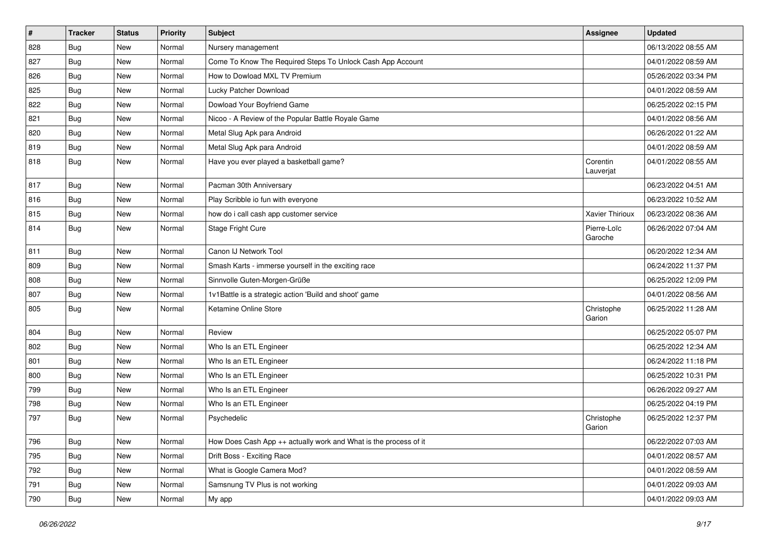| # | Tracker | Status | Priority | Subject | Assignee | Updated |
|---|---|---|---|---|---|---|
| 828 | Bug | New | Normal | Nursery management | | 06/13/2022 08:55 AM |
| 827 | Bug | New | Normal | Come To Know The Required Steps To Unlock Cash App Account | | 04/01/2022 08:59 AM |
| 826 | Bug | New | Normal | How to Dowload MXL TV Premium | | 05/26/2022 03:34 PM |
| 825 | Bug | New | Normal | Lucky Patcher Download | | 04/01/2022 08:59 AM |
| 822 | Bug | New | Normal | Dowload Your Boyfriend Game | | 06/25/2022 02:15 PM |
| 821 | Bug | New | Normal | Nicoo - A Review of the Popular Battle Royale Game | | 04/01/2022 08:56 AM |
| 820 | Bug | New | Normal | Metal Slug Apk para Android | | 06/26/2022 01:22 AM |
| 819 | Bug | New | Normal | Metal Slug Apk para Android | | 04/01/2022 08:59 AM |
| 818 | Bug | New | Normal | Have you ever played a basketball game? | Corentin Lauverjat | 04/01/2022 08:55 AM |
| 817 | Bug | New | Normal | Pacman 30th Anniversary | | 06/23/2022 04:51 AM |
| 816 | Bug | New | Normal | Play Scribble io fun with everyone | | 06/23/2022 10:52 AM |
| 815 | Bug | New | Normal | how do i call cash app customer service | Xavier Thirioux | 06/23/2022 08:36 AM |
| 814 | Bug | New | Normal | Stage Fright Cure | Pierre-Loïc Garoche | 06/26/2022 07:04 AM |
| 811 | Bug | New | Normal | Canon IJ Network Tool | | 06/20/2022 12:34 AM |
| 809 | Bug | New | Normal | Smash Karts - immerse yourself in the exciting race | | 06/24/2022 11:37 PM |
| 808 | Bug | New | Normal | Sinnvolle Guten-Morgen-Grüße | | 06/25/2022 12:09 PM |
| 807 | Bug | New | Normal | 1v1Battle is a strategic action 'Build and shoot' game | | 04/01/2022 08:56 AM |
| 805 | Bug | New | Normal | Ketamine Online Store | Christophe Garion | 06/25/2022 11:28 AM |
| 804 | Bug | New | Normal | Review | | 06/25/2022 05:07 PM |
| 802 | Bug | New | Normal | Who Is an ETL Engineer | | 06/25/2022 12:34 AM |
| 801 | Bug | New | Normal | Who Is an ETL Engineer | | 06/24/2022 11:18 PM |
| 800 | Bug | New | Normal | Who Is an ETL Engineer | | 06/25/2022 10:31 PM |
| 799 | Bug | New | Normal | Who Is an ETL Engineer | | 06/26/2022 09:27 AM |
| 798 | Bug | New | Normal | Who Is an ETL Engineer | | 06/25/2022 04:19 PM |
| 797 | Bug | New | Normal | Psychedelic | Christophe Garion | 06/25/2022 12:37 PM |
| 796 | Bug | New | Normal | How Does Cash App ++ actually work and What is the process of it | | 06/22/2022 07:03 AM |
| 795 | Bug | New | Normal | Drift Boss - Exciting Race | | 04/01/2022 08:57 AM |
| 792 | Bug | New | Normal | What is Google Camera Mod? | | 04/01/2022 08:59 AM |
| 791 | Bug | New | Normal | Samsnung TV Plus is not working | | 04/01/2022 09:03 AM |
| 790 | Bug | New | Normal | My app | | 04/01/2022 09:03 AM |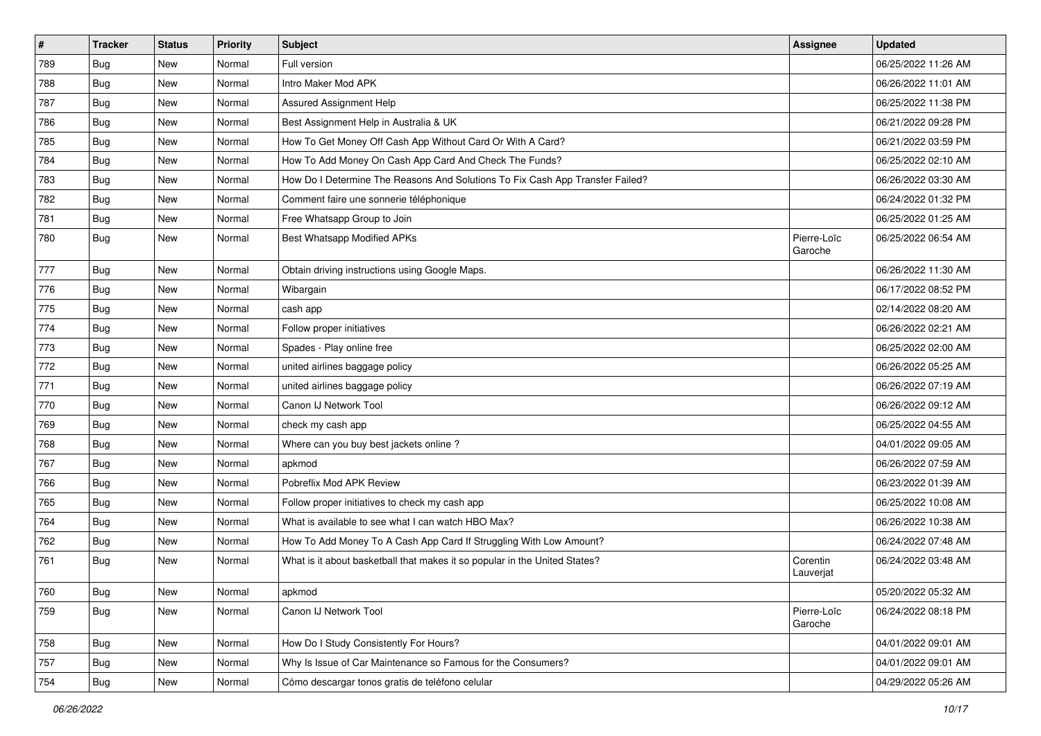| # | Tracker | Status | Priority | Subject | Assignee | Updated |
|---|---|---|---|---|---|---|
| 789 | Bug | New | Normal | Full version | | 06/25/2022 11:26 AM |
| 788 | Bug | New | Normal | Intro Maker Mod APK | | 06/26/2022 11:01 AM |
| 787 | Bug | New | Normal | Assured Assignment Help | | 06/25/2022 11:38 PM |
| 786 | Bug | New | Normal | Best Assignment Help in Australia & UK | | 06/21/2022 09:28 PM |
| 785 | Bug | New | Normal | How To Get Money Off Cash App Without Card Or With A Card? | | 06/21/2022 03:59 PM |
| 784 | Bug | New | Normal | How To Add Money On Cash App Card And Check The Funds? | | 06/25/2022 02:10 AM |
| 783 | Bug | New | Normal | How Do I Determine The Reasons And Solutions To Fix Cash App Transfer Failed? | | 06/26/2022 03:30 AM |
| 782 | Bug | New | Normal | Comment faire une sonnerie téléphonique | | 06/24/2022 01:32 PM |
| 781 | Bug | New | Normal | Free Whatsapp Group to Join | | 06/25/2022 01:25 AM |
| 780 | Bug | New | Normal | Best Whatsapp Modified APKs | Pierre-Loïc Garoche | 06/25/2022 06:54 AM |
| 777 | Bug | New | Normal | Obtain driving instructions using Google Maps. | | 06/26/2022 11:30 AM |
| 776 | Bug | New | Normal | Wibargain | | 06/17/2022 08:52 PM |
| 775 | Bug | New | Normal | cash app | | 02/14/2022 08:20 AM |
| 774 | Bug | New | Normal | Follow proper initiatives | | 06/26/2022 02:21 AM |
| 773 | Bug | New | Normal | Spades - Play online free | | 06/25/2022 02:00 AM |
| 772 | Bug | New | Normal | united airlines baggage policy | | 06/26/2022 05:25 AM |
| 771 | Bug | New | Normal | united airlines baggage policy | | 06/26/2022 07:19 AM |
| 770 | Bug | New | Normal | Canon IJ Network Tool | | 06/26/2022 09:12 AM |
| 769 | Bug | New | Normal | check my cash app | | 06/25/2022 04:55 AM |
| 768 | Bug | New | Normal | Where can you buy best jackets online ? | | 04/01/2022 09:05 AM |
| 767 | Bug | New | Normal | apkmod | | 06/26/2022 07:59 AM |
| 766 | Bug | New | Normal | Pobreflix Mod APK Review | | 06/23/2022 01:39 AM |
| 765 | Bug | New | Normal | Follow proper initiatives to check my cash app | | 06/25/2022 10:08 AM |
| 764 | Bug | New | Normal | What is available to see what I can watch HBO Max? | | 06/26/2022 10:38 AM |
| 762 | Bug | New | Normal | How To Add Money To A Cash App Card If Struggling With Low Amount? | | 06/24/2022 07:48 AM |
| 761 | Bug | New | Normal | What is it about basketball that makes it so popular in the United States? | Corentin Lauverjat | 06/24/2022 03:48 AM |
| 760 | Bug | New | Normal | apkmod | | 05/20/2022 05:32 AM |
| 759 | Bug | New | Normal | Canon IJ Network Tool | Pierre-Loïc Garoche | 06/24/2022 08:18 PM |
| 758 | Bug | New | Normal | How Do I Study Consistently For Hours? | | 04/01/2022 09:01 AM |
| 757 | Bug | New | Normal | Why Is Issue of Car Maintenance so Famous for the Consumers? | | 04/01/2022 09:01 AM |
| 754 | Bug | New | Normal | Cómo descargar tonos gratis de teléfono celular | | 04/29/2022 05:26 AM |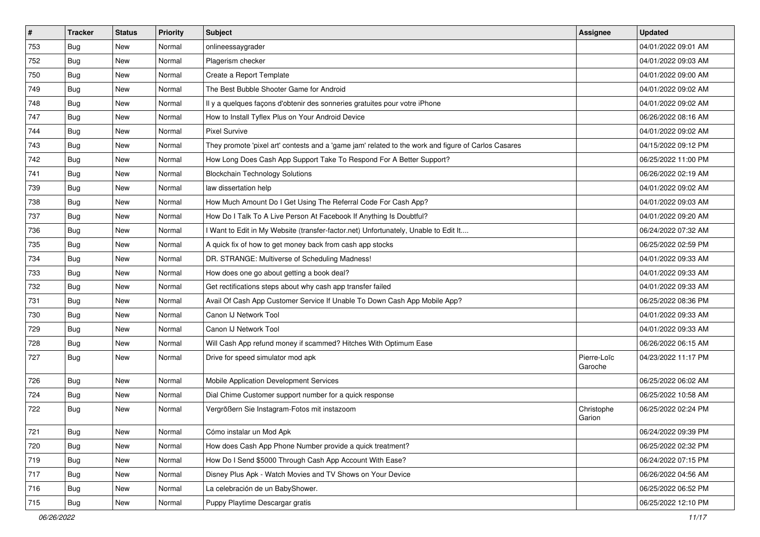| # | Tracker | Status | Priority | Subject | Assignee | Updated |
|---|---|---|---|---|---|---|
| 753 | Bug | New | Normal | onlineessaygrader | | 04/01/2022 09:01 AM |
| 752 | Bug | New | Normal | Plagerism checker | | 04/01/2022 09:03 AM |
| 750 | Bug | New | Normal | Create a Report Template | | 04/01/2022 09:00 AM |
| 749 | Bug | New | Normal | The Best Bubble Shooter Game for Android | | 04/01/2022 09:02 AM |
| 748 | Bug | New | Normal | Il y a quelques façons d'obtenir des sonneries gratuites pour votre iPhone | | 04/01/2022 09:02 AM |
| 747 | Bug | New | Normal | How to Install Tyflex Plus on Your Android Device | | 06/26/2022 08:16 AM |
| 744 | Bug | New | Normal | Pixel Survive | | 04/01/2022 09:02 AM |
| 743 | Bug | New | Normal | They promote 'pixel art' contests and a 'game jam' related to the work and figure of Carlos Casares | | 04/15/2022 09:12 PM |
| 742 | Bug | New | Normal | How Long Does Cash App Support Take To Respond For A Better Support? | | 06/25/2022 11:00 PM |
| 741 | Bug | New | Normal | Blockchain Technology Solutions | | 06/26/2022 02:19 AM |
| 739 | Bug | New | Normal | law dissertation help | | 04/01/2022 09:02 AM |
| 738 | Bug | New | Normal | How Much Amount Do I Get Using The Referral Code For Cash App? | | 04/01/2022 09:03 AM |
| 737 | Bug | New | Normal | How Do I Talk To A Live Person At Facebook If Anything Is Doubtful? | | 04/01/2022 09:20 AM |
| 736 | Bug | New | Normal | I Want to Edit in My Website (transfer-factor.net) Unfortunately, Unable to Edit It.... | | 06/24/2022 07:32 AM |
| 735 | Bug | New | Normal | A quick fix of how to get money back from cash app stocks | | 06/25/2022 02:59 PM |
| 734 | Bug | New | Normal | DR. STRANGE: Multiverse of Scheduling Madness! | | 04/01/2022 09:33 AM |
| 733 | Bug | New | Normal | How does one go about getting a book deal? | | 04/01/2022 09:33 AM |
| 732 | Bug | New | Normal | Get rectifications steps about why cash app transfer failed | | 04/01/2022 09:33 AM |
| 731 | Bug | New | Normal | Avail Of Cash App Customer Service If Unable To Down Cash App Mobile App? | | 06/25/2022 08:36 PM |
| 730 | Bug | New | Normal | Canon IJ Network Tool | | 04/01/2022 09:33 AM |
| 729 | Bug | New | Normal | Canon IJ Network Tool | | 04/01/2022 09:33 AM |
| 728 | Bug | New | Normal | Will Cash App refund money if scammed? Hitches With Optimum Ease | | 06/26/2022 06:15 AM |
| 727 | Bug | New | Normal | Drive for speed simulator mod apk | Pierre-Loïc Garoche | 04/23/2022 11:17 PM |
| 726 | Bug | New | Normal | Mobile Application Development Services | | 06/25/2022 06:02 AM |
| 724 | Bug | New | Normal | Dial Chime Customer support number for a quick response | | 06/25/2022 10:58 AM |
| 722 | Bug | New | Normal | Vergrößern Sie Instagram-Fotos mit instazoom | Christophe Garion | 06/25/2022 02:24 PM |
| 721 | Bug | New | Normal | Cómo instalar un Mod Apk | | 06/24/2022 09:39 PM |
| 720 | Bug | New | Normal | How does Cash App Phone Number provide a quick treatment? | | 06/25/2022 02:32 PM |
| 719 | Bug | New | Normal | How Do I Send $5000 Through Cash App Account With Ease? | | 06/24/2022 07:15 PM |
| 717 | Bug | New | Normal | Disney Plus Apk - Watch Movies and TV Shows on Your Device | | 06/26/2022 04:56 AM |
| 716 | Bug | New | Normal | La celebración de un BabyShower. | | 06/25/2022 06:52 PM |
| 715 | Bug | New | Normal | Puppy Playtime Descargar gratis | | 06/25/2022 12:10 PM |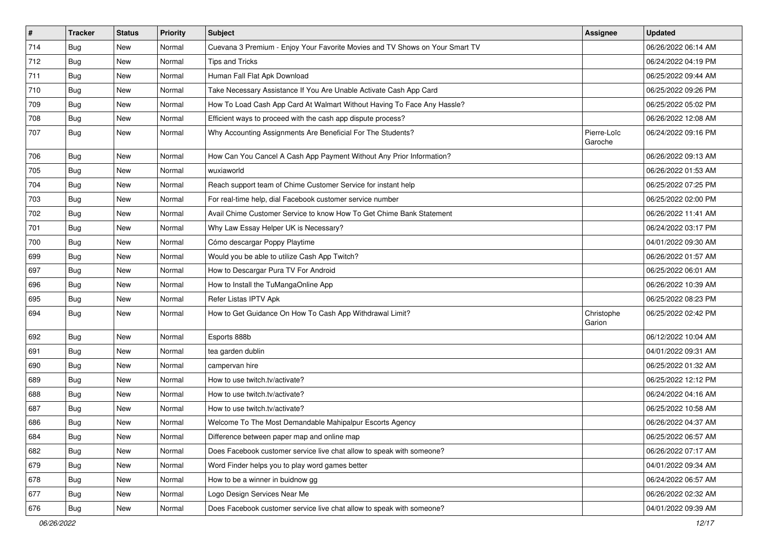| # | Tracker | Status | Priority | Subject | Assignee | Updated |
|---|---|---|---|---|---|---|
| 714 | Bug | New | Normal | Cuevana 3 Premium - Enjoy Your Favorite Movies and TV Shows on Your Smart TV | | 06/26/2022 06:14 AM |
| 712 | Bug | New | Normal | Tips and Tricks | | 06/24/2022 04:19 PM |
| 711 | Bug | New | Normal | Human Fall Flat Apk Download | | 06/25/2022 09:44 AM |
| 710 | Bug | New | Normal | Take Necessary Assistance If You Are Unable Activate Cash App Card | | 06/25/2022 09:26 PM |
| 709 | Bug | New | Normal | How To Load Cash App Card At Walmart Without Having To Face Any Hassle? | | 06/25/2022 05:02 PM |
| 708 | Bug | New | Normal | Efficient ways to proceed with the cash app dispute process? | | 06/26/2022 12:08 AM |
| 707 | Bug | New | Normal | Why Accounting Assignments Are Beneficial For The Students? | Pierre-Loïc Garoche | 06/24/2022 09:16 PM |
| 706 | Bug | New | Normal | How Can You Cancel A Cash App Payment Without Any Prior Information? | | 06/26/2022 09:13 AM |
| 705 | Bug | New | Normal | wuxiaworld | | 06/26/2022 01:53 AM |
| 704 | Bug | New | Normal | Reach support team of Chime Customer Service for instant help | | 06/25/2022 07:25 PM |
| 703 | Bug | New | Normal | For real-time help, dial Facebook customer service number | | 06/25/2022 02:00 PM |
| 702 | Bug | New | Normal | Avail Chime Customer Service to know How To Get Chime Bank Statement | | 06/26/2022 11:41 AM |
| 701 | Bug | New | Normal | Why Law Essay Helper UK is Necessary? | | 06/24/2022 03:17 PM |
| 700 | Bug | New | Normal | Cómo descargar Poppy Playtime | | 04/01/2022 09:30 AM |
| 699 | Bug | New | Normal | Would you be able to utilize Cash App Twitch? | | 06/26/2022 01:57 AM |
| 697 | Bug | New | Normal | How to Descargar Pura TV For Android | | 06/25/2022 06:01 AM |
| 696 | Bug | New | Normal | How to Install the TuMangaOnline App | | 06/26/2022 10:39 AM |
| 695 | Bug | New | Normal | Refer Listas IPTV Apk | | 06/25/2022 08:23 PM |
| 694 | Bug | New | Normal | How to Get Guidance On How To Cash App Withdrawal Limit? | Christophe Garion | 06/25/2022 02:42 PM |
| 692 | Bug | New | Normal | Esports 888b | | 06/12/2022 10:04 AM |
| 691 | Bug | New | Normal | tea garden dublin | | 04/01/2022 09:31 AM |
| 690 | Bug | New | Normal | campervan hire | | 06/25/2022 01:32 AM |
| 689 | Bug | New | Normal | How to use twitch.tv/activate? | | 06/25/2022 12:12 PM |
| 688 | Bug | New | Normal | How to use twitch.tv/activate? | | 06/24/2022 04:16 AM |
| 687 | Bug | New | Normal | How to use twitch.tv/activate? | | 06/25/2022 10:58 AM |
| 686 | Bug | New | Normal | Welcome To The Most Demandable Mahipalpur Escorts Agency | | 06/26/2022 04:37 AM |
| 684 | Bug | New | Normal | Difference between paper map and online map | | 06/25/2022 06:57 AM |
| 682 | Bug | New | Normal | Does Facebook customer service live chat allow to speak with someone? | | 06/26/2022 07:17 AM |
| 679 | Bug | New | Normal | Word Finder helps you to play word games better | | 04/01/2022 09:34 AM |
| 678 | Bug | New | Normal | How to be a winner in buidnow gg | | 06/24/2022 06:57 AM |
| 677 | Bug | New | Normal | Logo Design Services Near Me | | 06/26/2022 02:32 AM |
| 676 | Bug | New | Normal | Does Facebook customer service live chat allow to speak with someone? | | 04/01/2022 09:39 AM |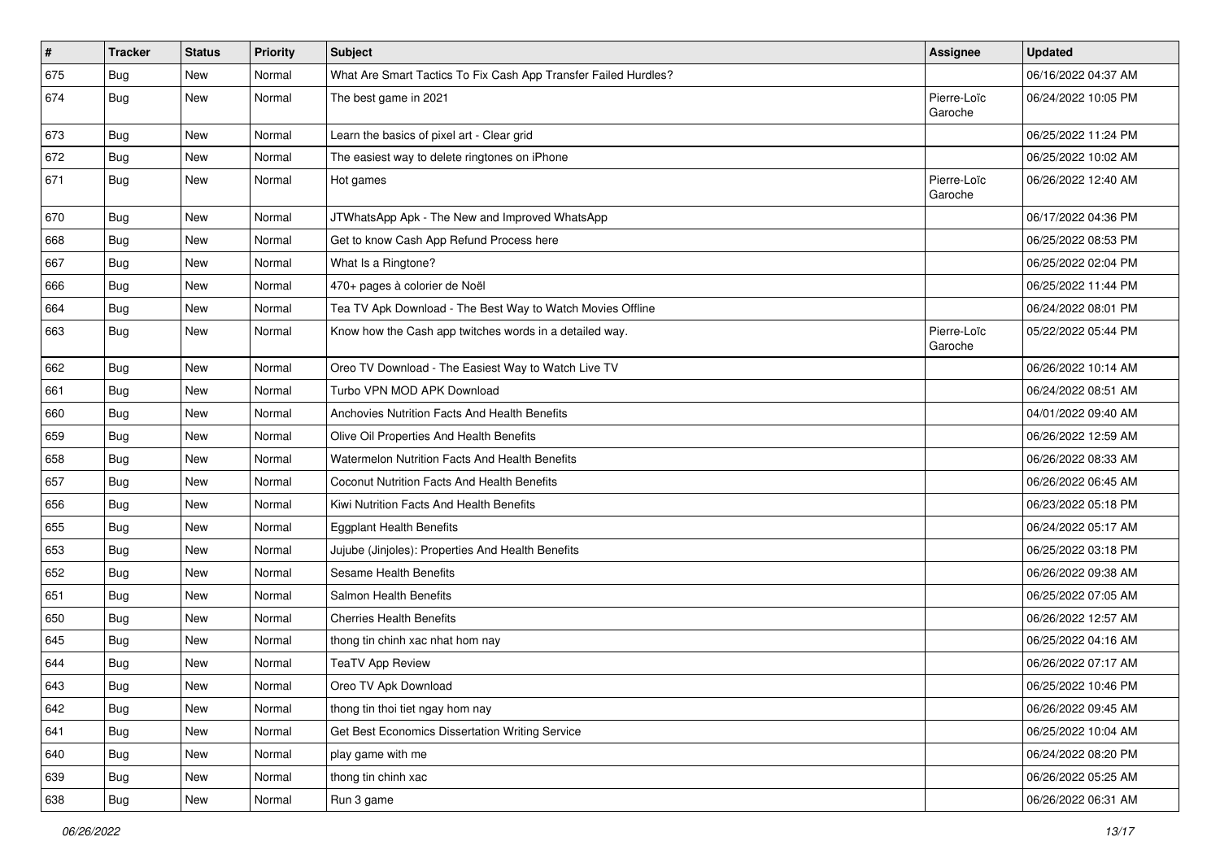| # | Tracker | Status | Priority | Subject | Assignee | Updated |
|---|---|---|---|---|---|---|
| 675 | Bug | New | Normal | What Are Smart Tactics To Fix Cash App Transfer Failed Hurdles? | | 06/16/2022 04:37 AM |
| 674 | Bug | New | Normal | The best game in 2021 | Pierre-Loïc Garoche | 06/24/2022 10:05 PM |
| 673 | Bug | New | Normal | Learn the basics of pixel art - Clear grid | | 06/25/2022 11:24 PM |
| 672 | Bug | New | Normal | The easiest way to delete ringtones on iPhone | | 06/25/2022 10:02 AM |
| 671 | Bug | New | Normal | Hot games | Pierre-Loïc Garoche | 06/26/2022 12:40 AM |
| 670 | Bug | New | Normal | JTWhatsApp Apk - The New and Improved WhatsApp | | 06/17/2022 04:36 PM |
| 668 | Bug | New | Normal | Get to know Cash App Refund Process here | | 06/25/2022 08:53 PM |
| 667 | Bug | New | Normal | What Is a Ringtone? | | 06/25/2022 02:04 PM |
| 666 | Bug | New | Normal | 470+ pages à colorier de Noël | | 06/25/2022 11:44 PM |
| 664 | Bug | New | Normal | Tea TV Apk Download - The Best Way to Watch Movies Offline | | 06/24/2022 08:01 PM |
| 663 | Bug | New | Normal | Know how the Cash app twitches words in a detailed way. | Pierre-Loïc Garoche | 05/22/2022 05:44 PM |
| 662 | Bug | New | Normal | Oreo TV Download - The Easiest Way to Watch Live TV | | 06/26/2022 10:14 AM |
| 661 | Bug | New | Normal | Turbo VPN MOD APK Download | | 06/24/2022 08:51 AM |
| 660 | Bug | New | Normal | Anchovies Nutrition Facts And Health Benefits | | 04/01/2022 09:40 AM |
| 659 | Bug | New | Normal | Olive Oil Properties And Health Benefits | | 06/26/2022 12:59 AM |
| 658 | Bug | New | Normal | Watermelon Nutrition Facts And Health Benefits | | 06/26/2022 08:33 AM |
| 657 | Bug | New | Normal | Coconut Nutrition Facts And Health Benefits | | 06/26/2022 06:45 AM |
| 656 | Bug | New | Normal | Kiwi Nutrition Facts And Health Benefits | | 06/23/2022 05:18 PM |
| 655 | Bug | New | Normal | Eggplant Health Benefits | | 06/24/2022 05:17 AM |
| 653 | Bug | New | Normal | Jujube (Jinjoles): Properties And Health Benefits | | 06/25/2022 03:18 PM |
| 652 | Bug | New | Normal | Sesame Health Benefits | | 06/26/2022 09:38 AM |
| 651 | Bug | New | Normal | Salmon Health Benefits | | 06/25/2022 07:05 AM |
| 650 | Bug | New | Normal | Cherries Health Benefits | | 06/26/2022 12:57 AM |
| 645 | Bug | New | Normal | thong tin chinh xac nhat hom nay | | 06/25/2022 04:16 AM |
| 644 | Bug | New | Normal | TeaTV App Review | | 06/26/2022 07:17 AM |
| 643 | Bug | New | Normal | Oreo TV Apk Download | | 06/25/2022 10:46 PM |
| 642 | Bug | New | Normal | thong tin thoi tiet ngay hom nay | | 06/26/2022 09:45 AM |
| 641 | Bug | New | Normal | Get Best Economics Dissertation Writing Service | | 06/25/2022 10:04 AM |
| 640 | Bug | New | Normal | play game with me | | 06/24/2022 08:20 PM |
| 639 | Bug | New | Normal | thong tin chinh xac | | 06/26/2022 05:25 AM |
| 638 | Bug | New | Normal | Run 3 game | | 06/26/2022 06:31 AM |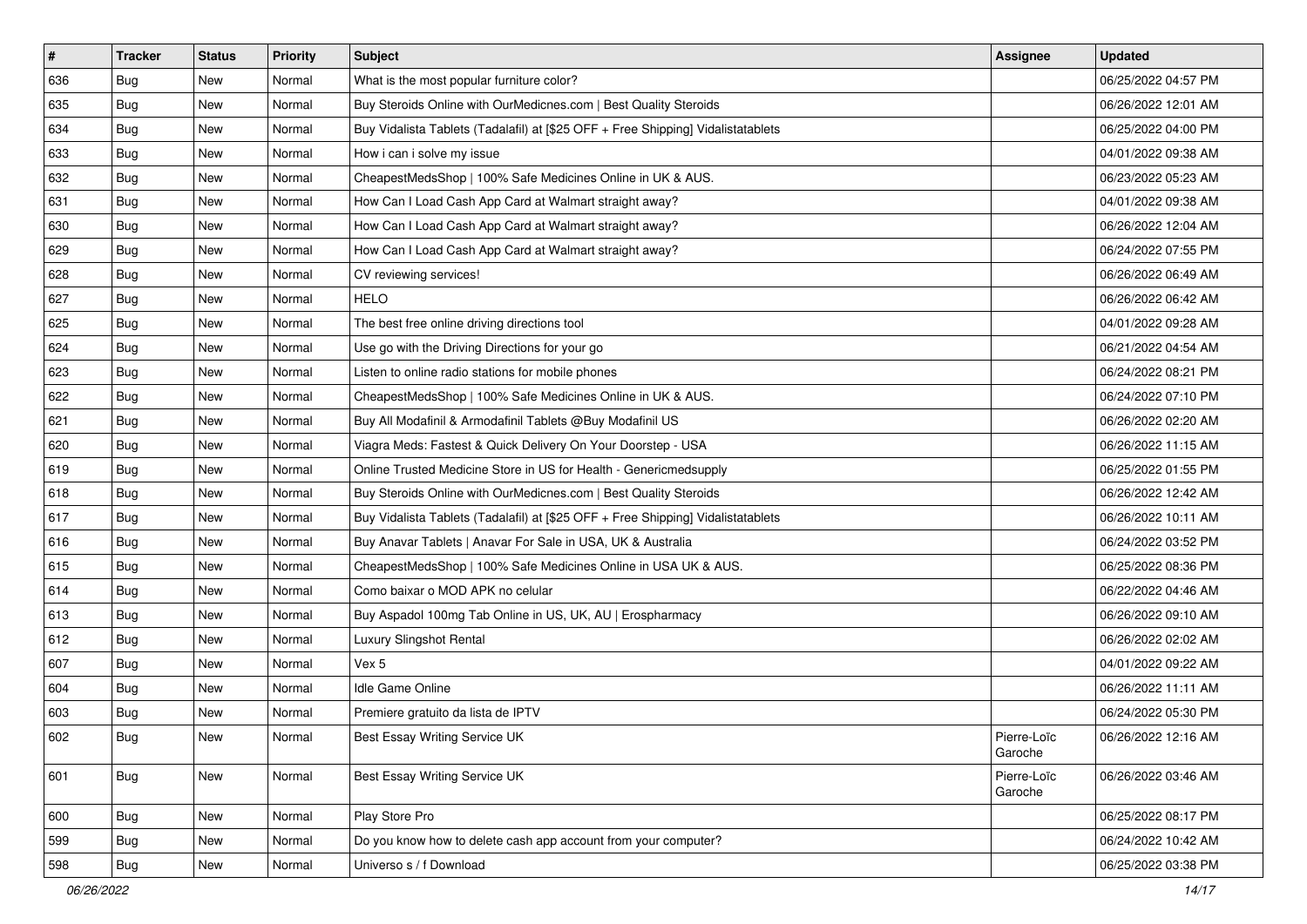| # | Tracker | Status | Priority | Subject | Assignee | Updated |
|---|---|---|---|---|---|---|
| 636 | Bug | New | Normal | What is the most popular furniture color? | | 06/25/2022 04:57 PM |
| 635 | Bug | New | Normal | Buy Steroids Online with OurMedicnes.com \| Best Quality Steroids | | 06/26/2022 12:01 AM |
| 634 | Bug | New | Normal | Buy Vidalista Tablets (Tadalafil) at [$25 OFF + Free Shipping] Vidalistatablets | | 06/25/2022 04:00 PM |
| 633 | Bug | New | Normal | How i can i solve my issue | | 04/01/2022 09:38 AM |
| 632 | Bug | New | Normal | CheapestMedsShop \| 100% Safe Medicines Online in UK & AUS. | | 06/23/2022 05:23 AM |
| 631 | Bug | New | Normal | How Can I Load Cash App Card at Walmart straight away? | | 04/01/2022 09:38 AM |
| 630 | Bug | New | Normal | How Can I Load Cash App Card at Walmart straight away? | | 06/26/2022 12:04 AM |
| 629 | Bug | New | Normal | How Can I Load Cash App Card at Walmart straight away? | | 06/24/2022 07:55 PM |
| 628 | Bug | New | Normal | CV reviewing services! | | 06/26/2022 06:49 AM |
| 627 | Bug | New | Normal | HELO | | 06/26/2022 06:42 AM |
| 625 | Bug | New | Normal | The best free online driving directions tool | | 04/01/2022 09:28 AM |
| 624 | Bug | New | Normal | Use go with the Driving Directions for your go | | 06/21/2022 04:54 AM |
| 623 | Bug | New | Normal | Listen to online radio stations for mobile phones | | 06/24/2022 08:21 PM |
| 622 | Bug | New | Normal | CheapestMedsShop \| 100% Safe Medicines Online in UK & AUS. | | 06/24/2022 07:10 PM |
| 621 | Bug | New | Normal | Buy All Modafinil & Armodafinil Tablets @Buy Modafinil US | | 06/26/2022 02:20 AM |
| 620 | Bug | New | Normal | Viagra Meds: Fastest & Quick Delivery On Your Doorstep - USA | | 06/26/2022 11:15 AM |
| 619 | Bug | New | Normal | Online Trusted Medicine Store in US for Health - Genericmedsupply | | 06/25/2022 01:55 PM |
| 618 | Bug | New | Normal | Buy Steroids Online with OurMedicnes.com \| Best Quality Steroids | | 06/26/2022 12:42 AM |
| 617 | Bug | New | Normal | Buy Vidalista Tablets (Tadalafil) at [$25 OFF + Free Shipping] Vidalistatablets | | 06/26/2022 10:11 AM |
| 616 | Bug | New | Normal | Buy Anavar Tablets \| Anavar For Sale in USA, UK & Australia | | 06/24/2022 03:52 PM |
| 615 | Bug | New | Normal | CheapestMedsShop \| 100% Safe Medicines Online in USA UK & AUS. | | 06/25/2022 08:36 PM |
| 614 | Bug | New | Normal | Como baixar o MOD APK no celular | | 06/22/2022 04:46 AM |
| 613 | Bug | New | Normal | Buy Aspadol 100mg Tab Online in US, UK, AU \| Erospharmacy | | 06/26/2022 09:10 AM |
| 612 | Bug | New | Normal | Luxury Slingshot Rental | | 06/26/2022 02:02 AM |
| 607 | Bug | New | Normal | Vex 5 | | 04/01/2022 09:22 AM |
| 604 | Bug | New | Normal | Idle Game Online | | 06/26/2022 11:11 AM |
| 603 | Bug | New | Normal | Premiere gratuito da lista de IPTV | | 06/24/2022 05:30 PM |
| 602 | Bug | New | Normal | Best Essay Writing Service UK | Pierre-Loïc Garoche | 06/26/2022 12:16 AM |
| 601 | Bug | New | Normal | Best Essay Writing Service UK | Pierre-Loïc Garoche | 06/26/2022 03:46 AM |
| 600 | Bug | New | Normal | Play Store Pro | | 06/25/2022 08:17 PM |
| 599 | Bug | New | Normal | Do you know how to delete cash app account from your computer? | | 06/24/2022 10:42 AM |
| 598 | Bug | New | Normal | Universo s / f Download | | 06/25/2022 03:38 PM |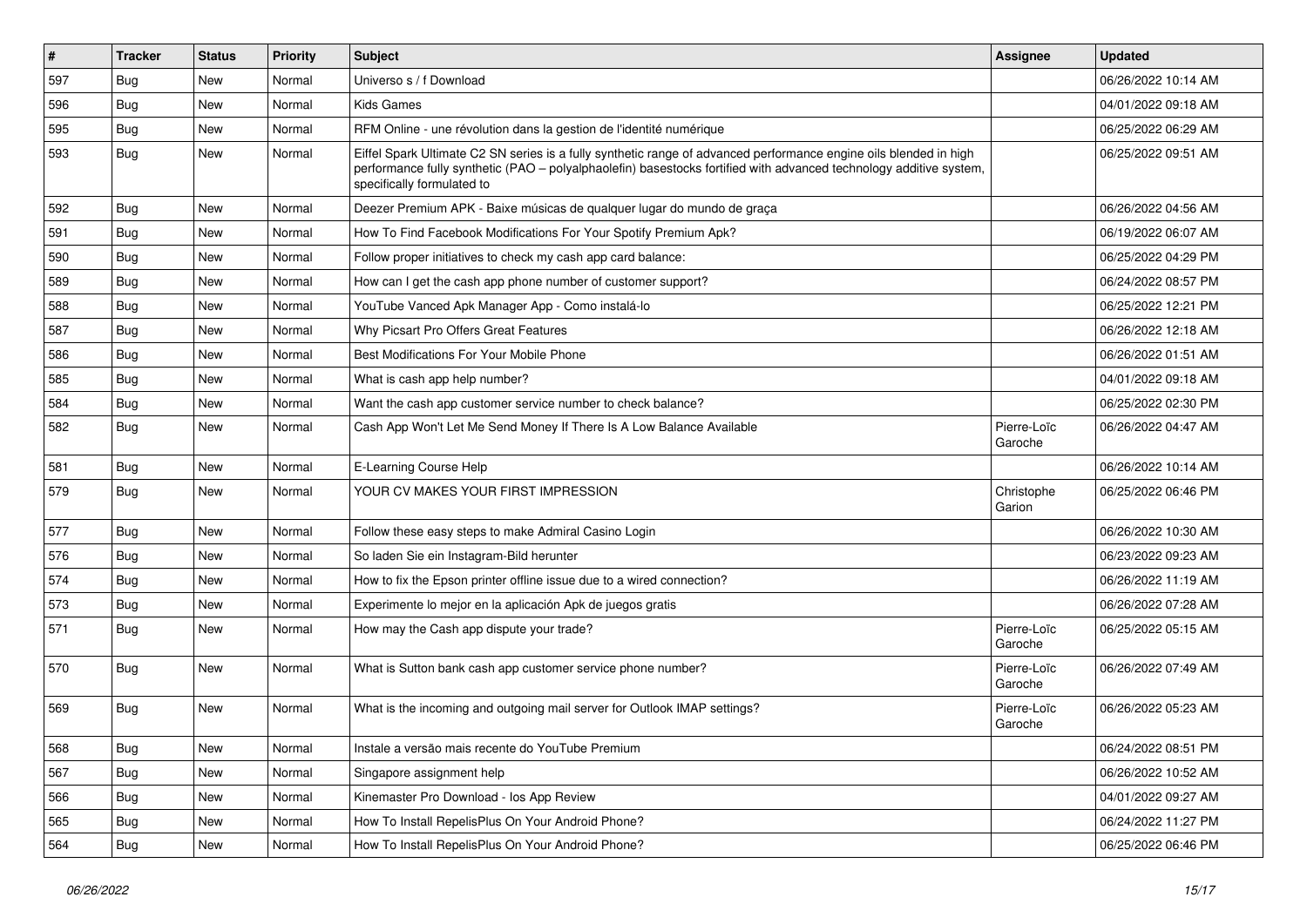| # | Tracker | Status | Priority | Subject | Assignee | Updated |
| --- | --- | --- | --- | --- | --- | --- |
| 597 | Bug | New | Normal | Universo s / f Download | | 06/26/2022 10:14 AM |
| 596 | Bug | New | Normal | Kids Games | | 04/01/2022 09:18 AM |
| 595 | Bug | New | Normal | RFM Online - une révolution dans la gestion de l'identité numérique | | 06/25/2022 06:29 AM |
| 593 | Bug | New | Normal | Eiffel Spark Ultimate C2 SN series is a fully synthetic range of advanced performance engine oils blended in high performance fully synthetic (PAO – polyalphaolefin) basestocks fortified with advanced technology additive system, specifically formulated to | | 06/25/2022 09:51 AM |
| 592 | Bug | New | Normal | Deezer Premium APK - Baixe músicas de qualquer lugar do mundo de graça | | 06/26/2022 04:56 AM |
| 591 | Bug | New | Normal | How To Find Facebook Modifications For Your Spotify Premium Apk? | | 06/19/2022 06:07 AM |
| 590 | Bug | New | Normal | Follow proper initiatives to check my cash app card balance: | | 06/25/2022 04:29 PM |
| 589 | Bug | New | Normal | How can I get the cash app phone number of customer support? | | 06/24/2022 08:57 PM |
| 588 | Bug | New | Normal | YouTube Vanced Apk Manager App - Como instalá-lo | | 06/25/2022 12:21 PM |
| 587 | Bug | New | Normal | Why Picsart Pro Offers Great Features | | 06/26/2022 12:18 AM |
| 586 | Bug | New | Normal | Best Modifications For Your Mobile Phone | | 06/26/2022 01:51 AM |
| 585 | Bug | New | Normal | What is cash app help number? | | 04/01/2022 09:18 AM |
| 584 | Bug | New | Normal | Want the cash app customer service number to check balance? | | 06/25/2022 02:30 PM |
| 582 | Bug | New | Normal | Cash App Won't Let Me Send Money If There Is A Low Balance Available | Pierre-Loïc Garoche | 06/26/2022 04:47 AM |
| 581 | Bug | New | Normal | E-Learning Course Help | | 06/26/2022 10:14 AM |
| 579 | Bug | New | Normal | YOUR CV MAKES YOUR FIRST IMPRESSION | Christophe Garion | 06/25/2022 06:46 PM |
| 577 | Bug | New | Normal | Follow these easy steps to make Admiral Casino Login | | 06/26/2022 10:30 AM |
| 576 | Bug | New | Normal | So laden Sie ein Instagram-Bild herunter | | 06/23/2022 09:23 AM |
| 574 | Bug | New | Normal | How to fix the Epson printer offline issue due to a wired connection? | | 06/26/2022 11:19 AM |
| 573 | Bug | New | Normal | Experimente lo mejor en la aplicación Apk de juegos gratis | | 06/26/2022 07:28 AM |
| 571 | Bug | New | Normal | How may the Cash app dispute your trade? | Pierre-Loïc Garoche | 06/25/2022 05:15 AM |
| 570 | Bug | New | Normal | What is Sutton bank cash app customer service phone number? | Pierre-Loïc Garoche | 06/26/2022 07:49 AM |
| 569 | Bug | New | Normal | What is the incoming and outgoing mail server for Outlook IMAP settings? | Pierre-Loïc Garoche | 06/26/2022 05:23 AM |
| 568 | Bug | New | Normal | Instale a versão mais recente do YouTube Premium | | 06/24/2022 08:51 PM |
| 567 | Bug | New | Normal | Singapore assignment help | | 06/26/2022 10:52 AM |
| 566 | Bug | New | Normal | Kinemaster Pro Download - Ios App Review | | 04/01/2022 09:27 AM |
| 565 | Bug | New | Normal | How To Install RepelisPlus On Your Android Phone? | | 06/24/2022 11:27 PM |
| 564 | Bug | New | Normal | How To Install RepelisPlus On Your Android Phone? | | 06/25/2022 06:46 PM |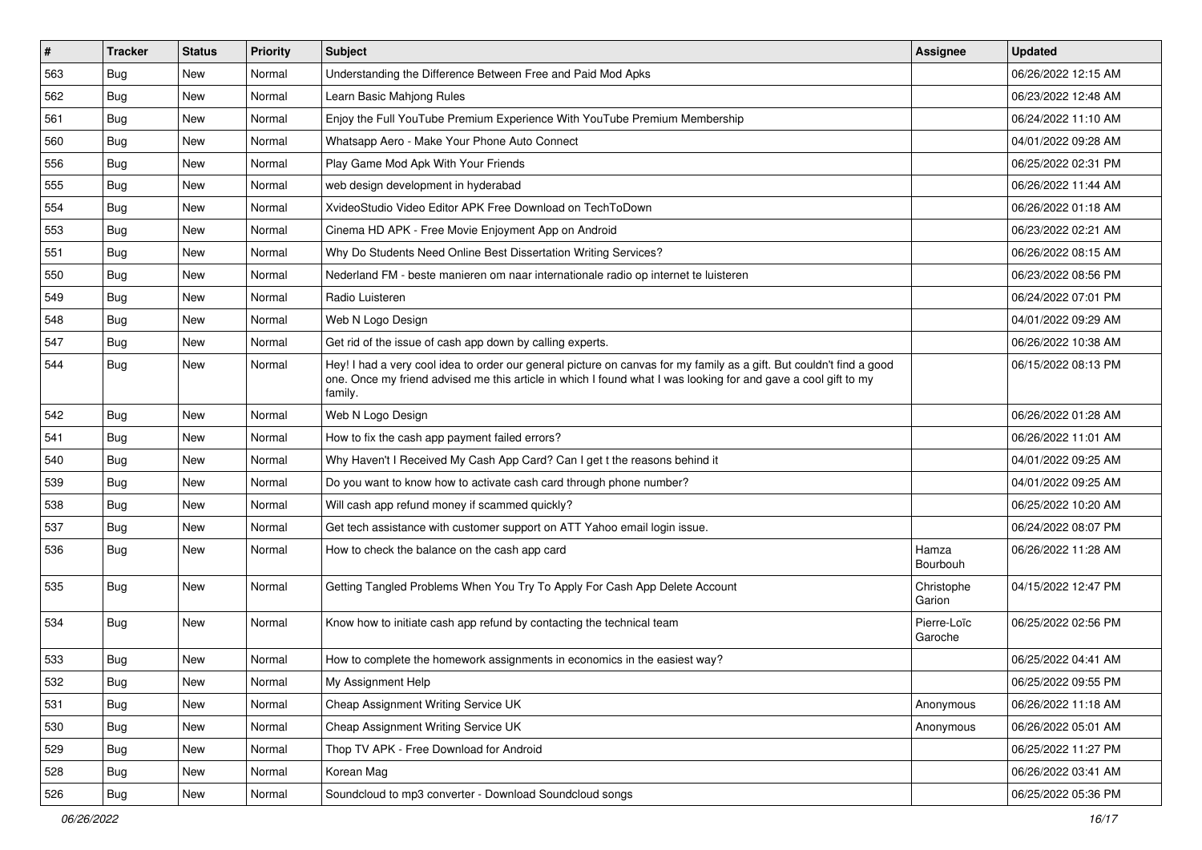| # | Tracker | Status | Priority | Subject | Assignee | Updated |
|---|---|---|---|---|---|---|
| 563 | Bug | New | Normal | Understanding the Difference Between Free and Paid Mod Apks | | 06/26/2022 12:15 AM |
| 562 | Bug | New | Normal | Learn Basic Mahjong Rules | | 06/23/2022 12:48 AM |
| 561 | Bug | New | Normal | Enjoy the Full YouTube Premium Experience With YouTube Premium Membership | | 06/24/2022 11:10 AM |
| 560 | Bug | New | Normal | Whatsapp Aero - Make Your Phone Auto Connect | | 04/01/2022 09:28 AM |
| 556 | Bug | New | Normal | Play Game Mod Apk With Your Friends | | 06/25/2022 02:31 PM |
| 555 | Bug | New | Normal | web design development in hyderabad | | 06/26/2022 11:44 AM |
| 554 | Bug | New | Normal | XvideoStudio Video Editor APK Free Download on TechToDown | | 06/26/2022 01:18 AM |
| 553 | Bug | New | Normal | Cinema HD APK - Free Movie Enjoyment App on Android | | 06/23/2022 02:21 AM |
| 551 | Bug | New | Normal | Why Do Students Need Online Best Dissertation Writing Services? | | 06/26/2022 08:15 AM |
| 550 | Bug | New | Normal | Nederland FM - beste manieren om naar internationale radio op internet te luisteren | | 06/23/2022 08:56 PM |
| 549 | Bug | New | Normal | Radio Luisteren | | 06/24/2022 07:01 PM |
| 548 | Bug | New | Normal | Web N Logo Design | | 04/01/2022 09:29 AM |
| 547 | Bug | New | Normal | Get rid of the issue of cash app down by calling experts. | | 06/26/2022 10:38 AM |
| 544 | Bug | New | Normal | Hey! I had a very cool idea to order our general picture on canvas for my family as a gift. But couldn't find a good one. Once my friend advised me this article in which I found what I was looking for and gave a cool gift to my family. | | 06/15/2022 08:13 PM |
| 542 | Bug | New | Normal | Web N Logo Design | | 06/26/2022 01:28 AM |
| 541 | Bug | New | Normal | How to fix the cash app payment failed errors? | | 06/26/2022 11:01 AM |
| 540 | Bug | New | Normal | Why Haven't I Received My Cash App Card? Can I get t the reasons behind it | | 04/01/2022 09:25 AM |
| 539 | Bug | New | Normal | Do you want to know how to activate cash card through phone number? | | 04/01/2022 09:25 AM |
| 538 | Bug | New | Normal | Will cash app refund money if scammed quickly? | | 06/25/2022 10:20 AM |
| 537 | Bug | New | Normal | Get tech assistance with customer support on ATT Yahoo email login issue. | | 06/24/2022 08:07 PM |
| 536 | Bug | New | Normal | How to check the balance on the cash app card | Hamza Bourbouh | 06/26/2022 11:28 AM |
| 535 | Bug | New | Normal | Getting Tangled Problems When You Try To Apply For Cash App Delete Account | Christophe Garion | 04/15/2022 12:47 PM |
| 534 | Bug | New | Normal | Know how to initiate cash app refund by contacting the technical team | Pierre-Loïc Garoche | 06/25/2022 02:56 PM |
| 533 | Bug | New | Normal | How to complete the homework assignments in economics in the easiest way? | | 06/25/2022 04:41 AM |
| 532 | Bug | New | Normal | My Assignment Help | | 06/25/2022 09:55 PM |
| 531 | Bug | New | Normal | Cheap Assignment Writing Service UK | Anonymous | 06/26/2022 11:18 AM |
| 530 | Bug | New | Normal | Cheap Assignment Writing Service UK | Anonymous | 06/26/2022 05:01 AM |
| 529 | Bug | New | Normal | Thop TV APK - Free Download for Android | | 06/25/2022 11:27 PM |
| 528 | Bug | New | Normal | Korean Mag | | 06/26/2022 03:41 AM |
| 526 | Bug | New | Normal | Soundcloud to mp3 converter - Download Soundcloud songs | | 06/25/2022 05:36 PM |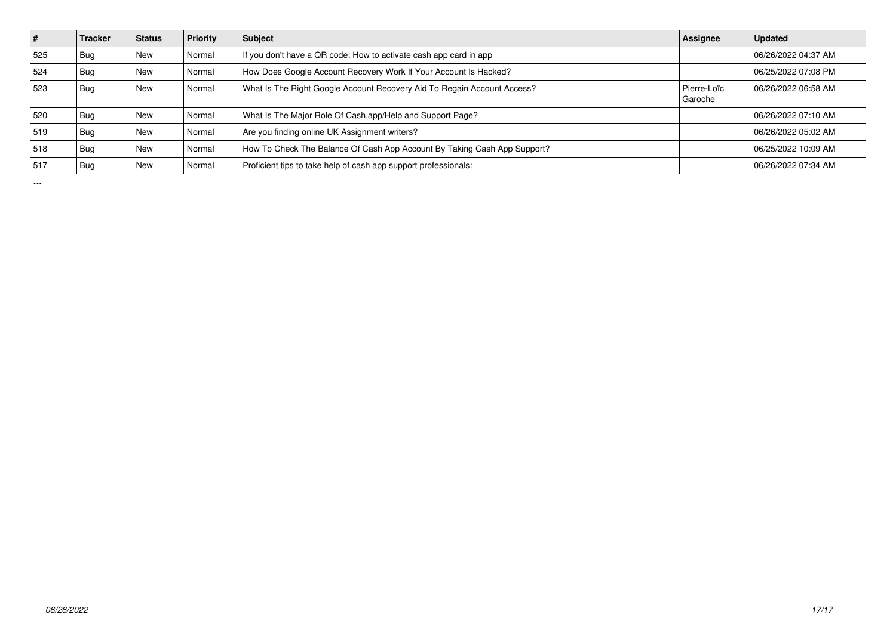| # | Tracker | Status | Priority | Subject | Assignee | Updated |
|---|---|---|---|---|---|---|
| 525 | Bug | New | Normal | If you don't have a QR code: How to activate cash app card in app | | 06/26/2022 04:37 AM |
| 524 | Bug | New | Normal | How Does Google Account Recovery Work If Your Account Is Hacked? | | 06/25/2022 07:08 PM |
| 523 | Bug | New | Normal | What Is The Right Google Account Recovery Aid To Regain Account Access? | Pierre-Loïc Garoche | 06/26/2022 06:58 AM |
| 520 | Bug | New | Normal | What Is The Major Role Of Cash.app/Help and Support Page? | | 06/26/2022 07:10 AM |
| 519 | Bug | New | Normal | Are you finding online UK Assignment writers? | | 06/26/2022 05:02 AM |
| 518 | Bug | New | Normal | How To Check The Balance Of Cash App Account By Taking Cash App Support? | | 06/25/2022 10:09 AM |
| 517 | Bug | New | Normal | Proficient tips to take help of cash app support professionals: | | 06/26/2022 07:34 AM |

...